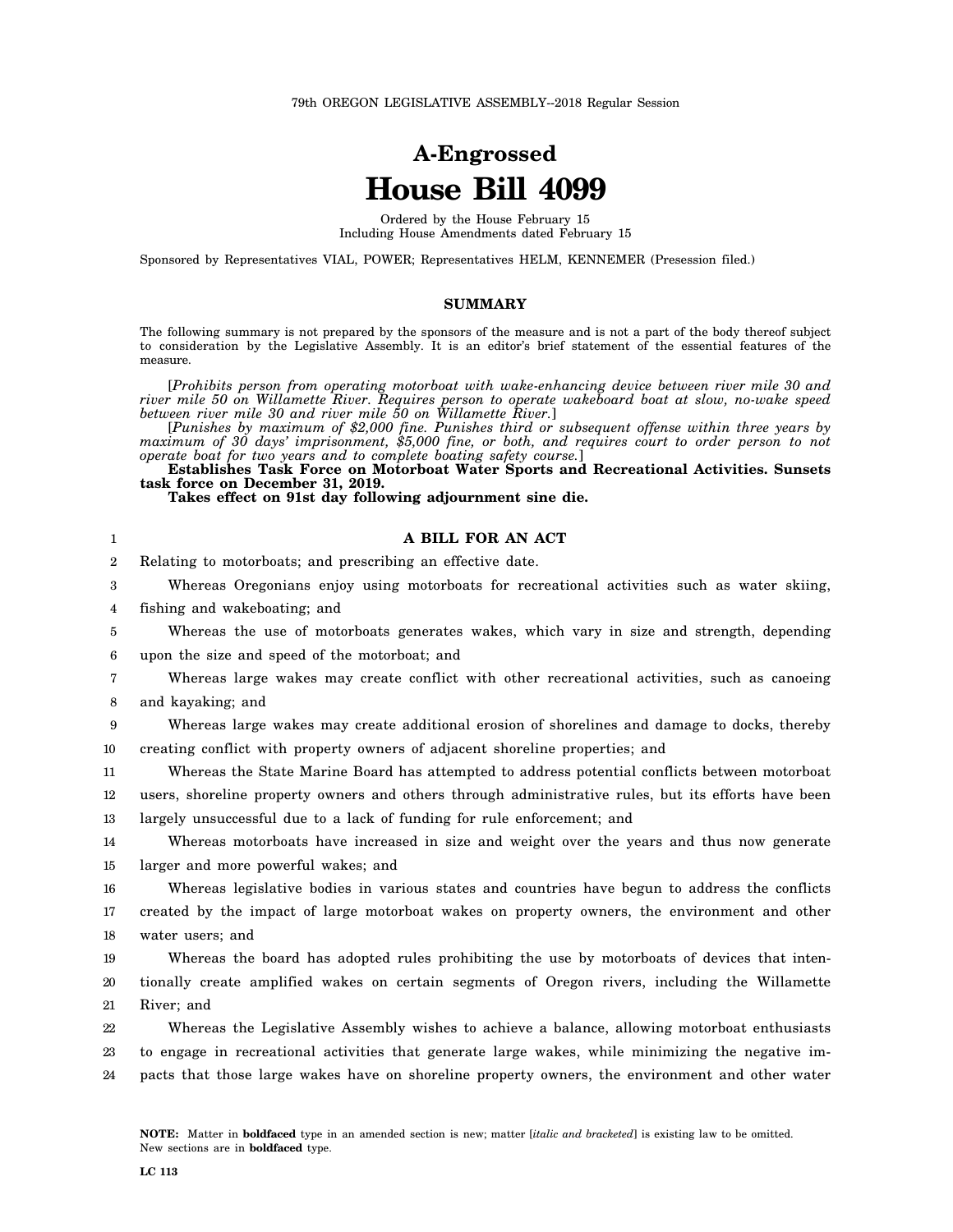79th OREGON LEGISLATIVE ASSEMBLY--2018 Regular Session

# A-Engrossed
# House Bill 4099

Ordered by the House February 15
Including House Amendments dated February 15

Sponsored by Representatives VIAL, POWER; Representatives HELM, KENNEMER (Presession filed.)

## SUMMARY

The following summary is not prepared by the sponsors of the measure and is not a part of the body thereof subject to consideration by the Legislative Assembly. It is an editor's brief statement of the essential features of the measure.

[*Prohibits person from operating motorboat with wake-enhancing device between river mile 30 and river mile 50 on Willamette River. Requires person to operate wakeboard boat at slow, no-wake speed between river mile 30 and river mile 50 on Willamette River.*]

[*Punishes by maximum of $2,000 fine. Punishes third or subsequent offense within three years by maximum of 30 days' imprisonment, $5,000 fine, or both, and requires court to order person to not operate boat for two years and to complete boating safety course.*]

**Establishes Task Force on Motorboat Water Sports and Recreational Activities. Sunsets task force on December 31, 2019.**

**Takes effect on 91st day following adjournment sine die.**

### A BILL FOR AN ACT

Relating to motorboats; and prescribing an effective date.

Whereas Oregonians enjoy using motorboats for recreational activities such as water skiing, fishing and wakeboating; and

Whereas the use of motorboats generates wakes, which vary in size and strength, depending upon the size and speed of the motorboat; and

Whereas large wakes may create conflict with other recreational activities, such as canoeing and kayaking; and

Whereas large wakes may create additional erosion of shorelines and damage to docks, thereby creating conflict with property owners of adjacent shoreline properties; and

Whereas the State Marine Board has attempted to address potential conflicts between motorboat users, shoreline property owners and others through administrative rules, but its efforts have been largely unsuccessful due to a lack of funding for rule enforcement; and

Whereas motorboats have increased in size and weight over the years and thus now generate larger and more powerful wakes; and

Whereas legislative bodies in various states and countries have begun to address the conflicts created by the impact of large motorboat wakes on property owners, the environment and other water users; and

Whereas the board has adopted rules prohibiting the use by motorboats of devices that intentionally create amplified wakes on certain segments of Oregon rivers, including the Willamette River; and

Whereas the Legislative Assembly wishes to achieve a balance, allowing motorboat enthusiasts to engage in recreational activities that generate large wakes, while minimizing the negative impacts that those large wakes have on shoreline property owners, the environment and other water

**NOTE:** Matter in **boldfaced** type in an amended section is new; matter [*italic and bracketed*] is existing law to be omitted. New sections are in **boldfaced** type.

LC 113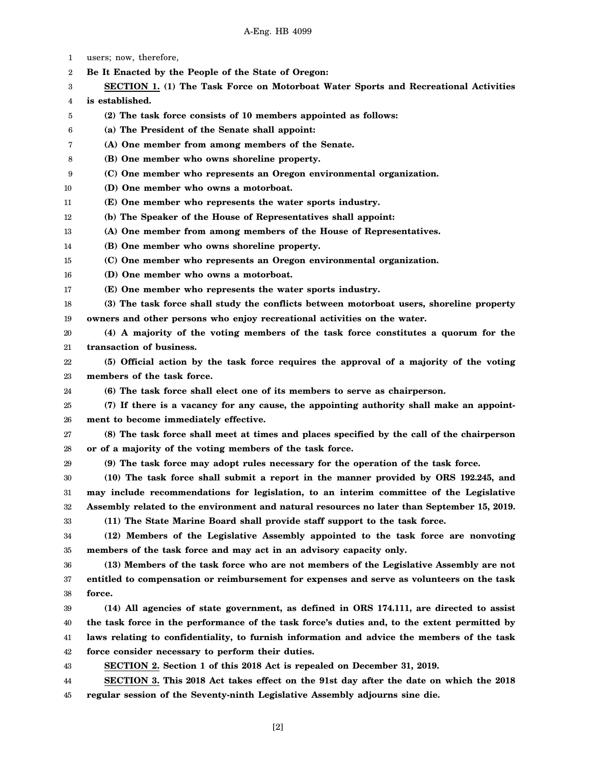users; now, therefore,

**Be It Enacted by the People of the State of Oregon:**

**SECTION 1. (1) The Task Force on Motorboat Water Sports and Recreational Activities is established.**

**(2) The task force consists of 10 members appointed as follows:**

**(a) The President of the Senate shall appoint:**

**(A) One member from among members of the Senate.**

**(B) One member who owns shoreline property.**

**(C) One member who represents an Oregon environmental organization.**

**(D) One member who owns a motorboat.**

**(E) One member who represents the water sports industry.**

**(b) The Speaker of the House of Representatives shall appoint:**

**(A) One member from among members of the House of Representatives.**

**(B) One member who owns shoreline property.**

**(C) One member who represents an Oregon environmental organization.**

**(D) One member who owns a motorboat.**

**(E) One member who represents the water sports industry.**

**(3) The task force shall study the conflicts between motorboat users, shoreline property owners and other persons who enjoy recreational activities on the water.**

**(4) A majority of the voting members of the task force constitutes a quorum for the transaction of business.**

**(5) Official action by the task force requires the approval of a majority of the voting members of the task force.**

**(6) The task force shall elect one of its members to serve as chairperson.**

**(7) If there is a vacancy for any cause, the appointing authority shall make an appointment to become immediately effective.**

**(8) The task force shall meet at times and places specified by the call of the chairperson or of a majority of the voting members of the task force.**

**(9) The task force may adopt rules necessary for the operation of the task force.**

**(10) The task force shall submit a report in the manner provided by ORS 192.245, and may include recommendations for legislation, to an interim committee of the Legislative Assembly related to the environment and natural resources no later than September 15, 2019.**

**(11) The State Marine Board shall provide staff support to the task force.**

**(12) Members of the Legislative Assembly appointed to the task force are nonvoting members of the task force and may act in an advisory capacity only.**

**(13) Members of the task force who are not members of the Legislative Assembly are not entitled to compensation or reimbursement for expenses and serve as volunteers on the task force.**

**(14) All agencies of state government, as defined in ORS 174.111, are directed to assist the task force in the performance of the task force's duties and, to the extent permitted by laws relating to confidentiality, to furnish information and advice the members of the task force consider necessary to perform their duties.**

**SECTION 2. Section 1 of this 2018 Act is repealed on December 31, 2019.**

**SECTION 3. This 2018 Act takes effect on the 91st day after the date on which the 2018 regular session of the Seventy-ninth Legislative Assembly adjourns sine die.**